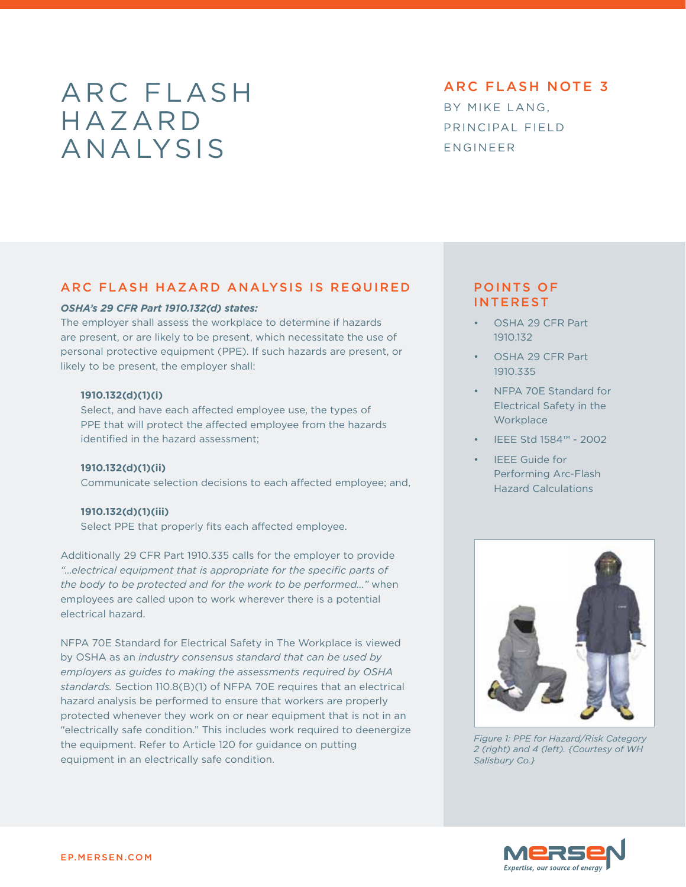# ARC FLASH HAZARD ANALYSIS

**ARC FLASH NOTE 3**

BY MIKE LANG, PRINCIPAL FIELD ENGINEER

## ARC FLASH HAZARD ANALYSIS IS REQUIRED

***OSHA's 29 CFR Part 1910.132(d) states:***

The employer shall assess the workplace to determine if hazards are present, or are likely to be present, which necessitate the use of personal protective equipment (PPE). If such hazards are present, or likely to be present, the employer shall:

> **1910.132(d)(1)(i)**
> Select, and have each affected employee use, the types of PPE that will protect the affected employee from the hazards identified in the hazard assessment;
>
> **1910.132(d)(1)(ii)**
> Communicate selection decisions to each affected employee; and,
>
> **1910.132(d)(1)(iii)**
> Select PPE that properly fits each affected employee.

Additionally 29 CFR Part 1910.335 calls for the employer to provide *"...electrical equipment that is appropriate for the specific parts of the body to be protected and for the work to be performed..."* when employees are called upon to work wherever there is a potential electrical hazard.

NFPA 70E Standard for Electrical Safety in The Workplace is viewed by OSHA as an *industry consensus standard that can be used by employers as guides to making the assessments required by OSHA standards.* Section 110.8(B)(1) of NFPA 70E requires that an electrical hazard analysis be performed to ensure that workers are properly protected whenever they work on or near equipment that is not in an "electrically safe condition." This includes work required to deenergize the equipment. Refer to Article 120 for guidance on putting equipment in an electrically safe condition.

## POINTS OF INTEREST

- OSHA 29 CFR Part 1910.132
- OSHA 29 CFR Part 1910.335
- NFPA 70E Standard for Electrical Safety in the Workplace
- IEEE Std 1584™ - 2002
- IEEE Guide for Performing Arc-Flash Hazard Calculations

*Figure 1: PPE for Hazard/Risk Category 2 (right) and 4 (left). {Courtesy of WH Salisbury Co.}*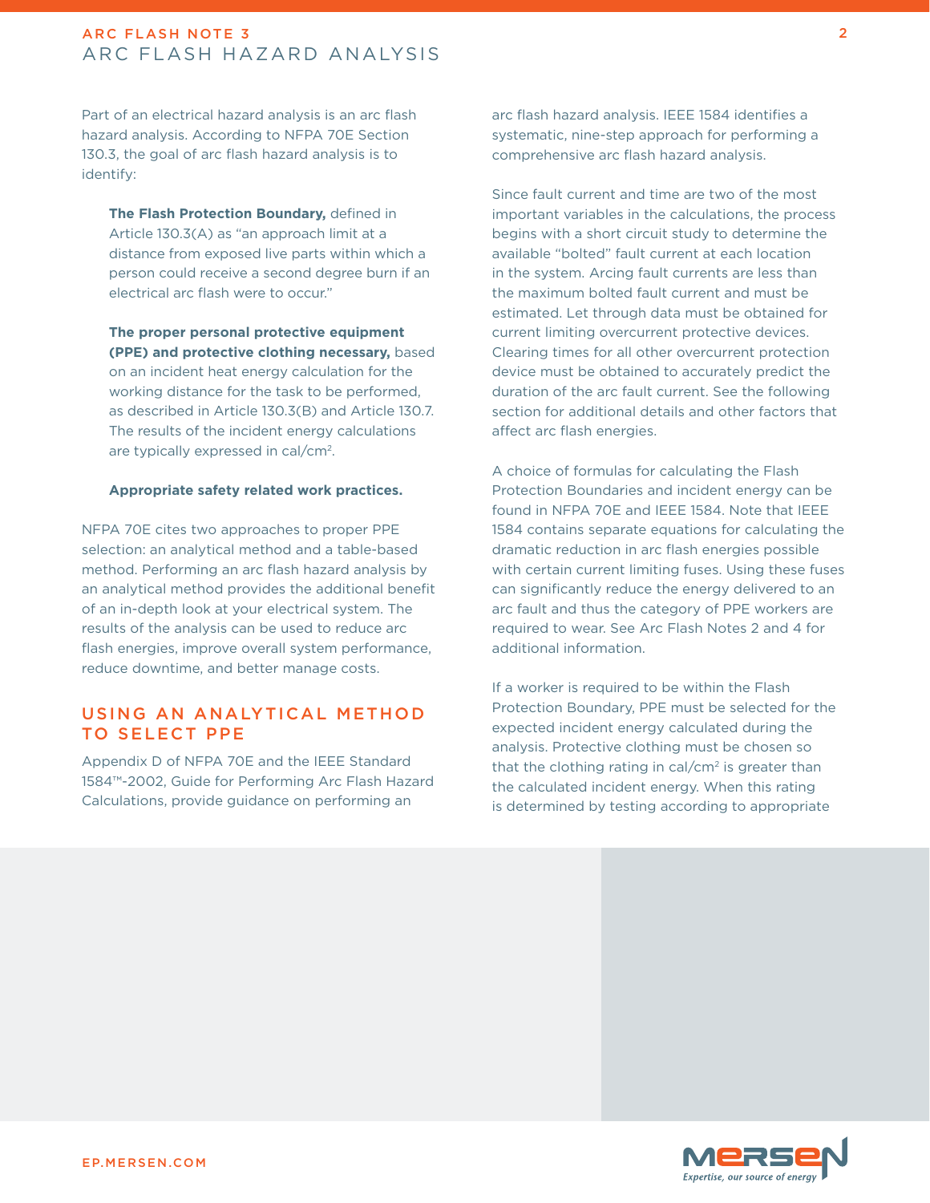Part of an electrical hazard analysis is an arc flash hazard analysis. According to NFPA 70E Section 130.3, the goal of arc flash hazard analysis is to identify:

**The Flash Protection Boundary,** defined in Article 130.3(A) as "an approach limit at a distance from exposed live parts within which a person could receive a second degree burn if an electrical arc flash were to occur."

**The proper personal protective equipment (PPE) and protective clothing necessary,** based on an incident heat energy calculation for the working distance for the task to be performed, as described in Article 130.3(B) and Article 130.7. The results of the incident energy calculations are typically expressed in cal/cm$^2$.

**Appropriate safety related work practices.**

NFPA 70E cites two approaches to proper PPE selection: an analytical method and a table-based method. Performing an arc flash hazard analysis by an analytical method provides the additional benefit of an in-depth look at your electrical system. The results of the analysis can be used to reduce arc flash energies, improve overall system performance, reduce downtime, and better manage costs.

## USING AN ANALYTICAL METHOD TO SELECT PPE

Appendix D of NFPA 70E and the IEEE Standard 1584™-2002, Guide for Performing Arc Flash Hazard Calculations, provide guidance on performing an arc flash hazard analysis. IEEE 1584 identifies a systematic, nine-step approach for performing a comprehensive arc flash hazard analysis.

Since fault current and time are two of the most important variables in the calculations, the process begins with a short circuit study to determine the available "bolted" fault current at each location in the system. Arcing fault currents are less than the maximum bolted fault current and must be estimated. Let through data must be obtained for current limiting overcurrent protective devices. Clearing times for all other overcurrent protection device must be obtained to accurately predict the duration of the arc fault current. See the following section for additional details and other factors that affect arc flash energies.

A choice of formulas for calculating the Flash Protection Boundaries and incident energy can be found in NFPA 70E and IEEE 1584. Note that IEEE 1584 contains separate equations for calculating the dramatic reduction in arc flash energies possible with certain current limiting fuses. Using these fuses can significantly reduce the energy delivered to an arc fault and thus the category of PPE workers are required to wear. See Arc Flash Notes 2 and 4 for additional information.

If a worker is required to be within the Flash Protection Boundary, PPE must be selected for the expected incident energy calculated during the analysis. Protective clothing must be chosen so that the clothing rating in cal/cm$^2$ is greater than the calculated incident energy. When this rating is determined by testing according to appropriate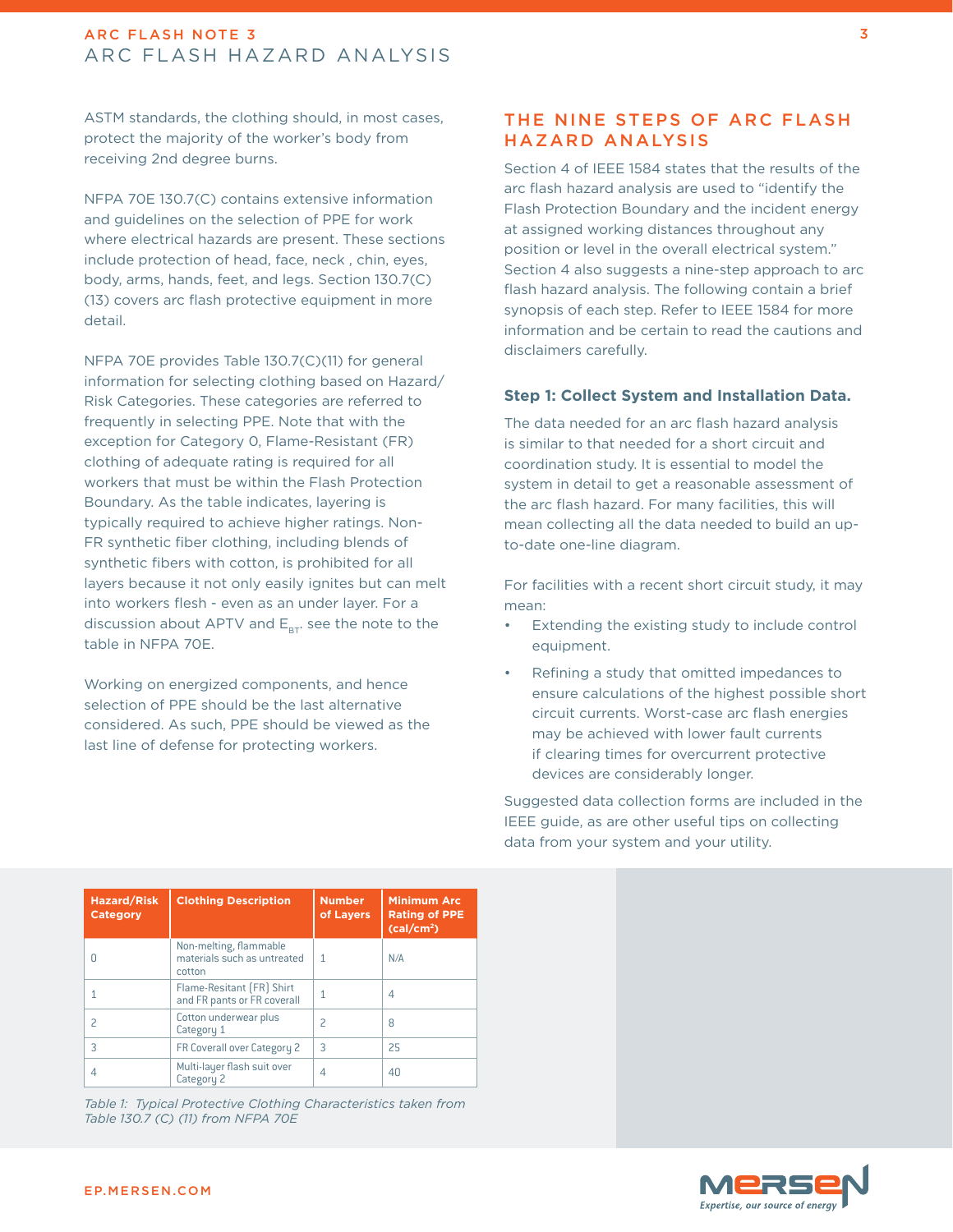ASTM standards, the clothing should, in most cases, protect the majority of the worker's body from receiving 2nd degree burns.

NFPA 70E 130.7(C) contains extensive information and guidelines on the selection of PPE for work where electrical hazards are present. These sections include protection of head, face, neck , chin, eyes, body, arms, hands, feet, and legs. Section 130.7(C)(13) covers arc flash protective equipment in more detail.

NFPA 70E provides Table 130.7(C)(11) for general information for selecting clothing based on Hazard/Risk Categories. These categories are referred to frequently in selecting PPE. Note that with the exception for Category 0, Flame-Resistant (FR) clothing of adequate rating is required for all workers that must be within the Flash Protection Boundary. As the table indicates, layering is typically required to achieve higher ratings. Non-FR synthetic fiber clothing, including blends of synthetic fibers with cotton, is prohibited for all layers because it not only easily ignites but can melt into workers flesh - even as an under layer. For a discussion about APTV and $E_{BT}$. see the note to the table in NFPA 70E.

Working on energized components, and hence selection of PPE should be the last alternative considered. As such, PPE should be viewed as the last line of defense for protecting workers.

| Hazard/Risk Category | Clothing Description | Number of Layers | Minimum Arc Rating of PPE (cal/cm²) |
|---|---|---|---|
| 0 | Non-melting, flammable materials such as untreated cotton | 1 | N/A |
| 1 | Flame-Resitant (FR) Shirt and FR pants or FR coverall | 1 | 4 |
| 2 | Cotton underwear plus Category 1 | 2 | 8 |
| 3 | FR Coverall over Category 2 | 3 | 25 |
| 4 | Multi-layer flash suit over Category 2 | 4 | 40 |

*Table 1: Typical Protective Clothing Characteristics taken from Table 130.7 (C) (11) from NFPA 70E*

## THE NINE STEPS OF ARC FLASH HAZARD ANALYSIS

Section 4 of IEEE 1584 states that the results of the arc flash hazard analysis are used to "identify the Flash Protection Boundary and the incident energy at assigned working distances throughout any position or level in the overall electrical system." Section 4 also suggests a nine-step approach to arc flash hazard analysis. The following contain a brief synopsis of each step. Refer to IEEE 1584 for more information and be certain to read the cautions and disclaimers carefully.

### Step 1: Collect System and Installation Data.

The data needed for an arc flash hazard analysis is similar to that needed for a short circuit and coordination study. It is essential to model the system in detail to get a reasonable assessment of the arc flash hazard. For many facilities, this will mean collecting all the data needed to build an up-to-date one-line diagram.

For facilities with a recent short circuit study, it may mean:

- Extending the existing study to include control equipment.
- Refining a study that omitted impedances to ensure calculations of the highest possible short circuit currents. Worst-case arc flash energies may be achieved with lower fault currents if clearing times for overcurrent protective devices are considerably longer.

Suggested data collection forms are included in the IEEE guide, as are other useful tips on collecting data from your system and your utility.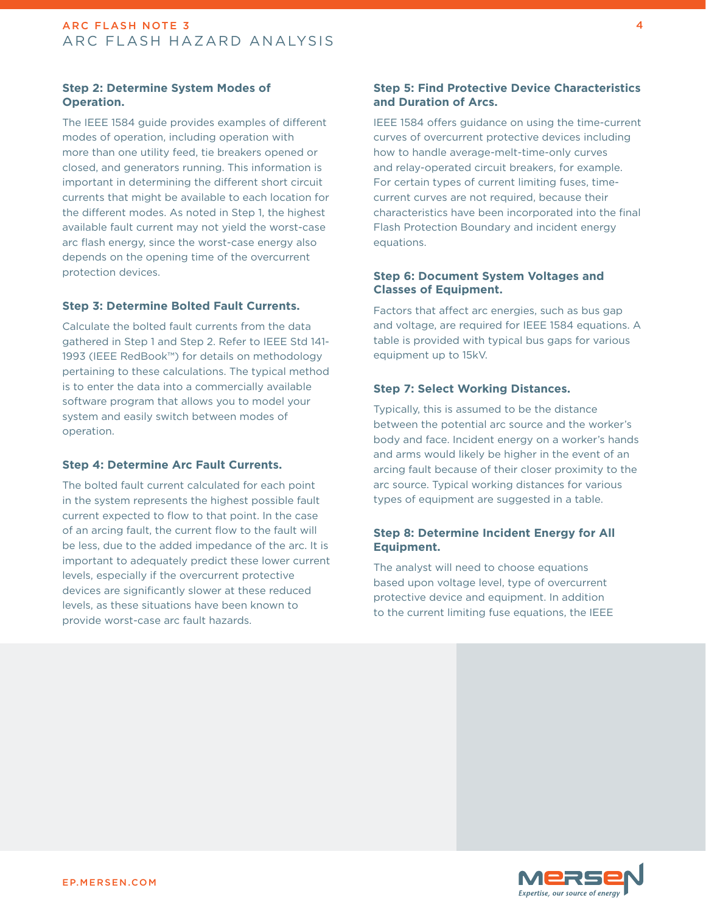### Step 2: Determine System Modes of Operation.

The IEEE 1584 guide provides examples of different modes of operation, including operation with more than one utility feed, tie breakers opened or closed, and generators running. This information is important in determining the different short circuit currents that might be available to each location for the different modes. As noted in Step 1, the highest available fault current may not yield the worst-case arc flash energy, since the worst-case energy also depends on the opening time of the overcurrent protection devices.

### Step 3: Determine Bolted Fault Currents.

Calculate the bolted fault currents from the data gathered in Step 1 and Step 2. Refer to IEEE Std 141-1993 (IEEE RedBook™) for details on methodology pertaining to these calculations. The typical method is to enter the data into a commercially available software program that allows you to model your system and easily switch between modes of operation.

### Step 4: Determine Arc Fault Currents.

The bolted fault current calculated for each point in the system represents the highest possible fault current expected to flow to that point. In the case of an arcing fault, the current flow to the fault will be less, due to the added impedance of the arc. It is important to adequately predict these lower current levels, especially if the overcurrent protective devices are significantly slower at these reduced levels, as these situations have been known to provide worst-case arc fault hazards.

### Step 5: Find Protective Device Characteristics and Duration of Arcs.

IEEE 1584 offers guidance on using the time-current curves of overcurrent protective devices including how to handle average-melt-time-only curves and relay-operated circuit breakers, for example. For certain types of current limiting fuses, time-current curves are not required, because their characteristics have been incorporated into the final Flash Protection Boundary and incident energy equations.

### Step 6: Document System Voltages and Classes of Equipment.

Factors that affect arc energies, such as bus gap and voltage, are required for IEEE 1584 equations. A table is provided with typical bus gaps for various equipment up to 15kV.

### Step 7: Select Working Distances.

Typically, this is assumed to be the distance between the potential arc source and the worker's body and face. Incident energy on a worker's hands and arms would likely be higher in the event of an arcing fault because of their closer proximity to the arc source. Typical working distances for various types of equipment are suggested in a table.

### Step 8: Determine Incident Energy for All Equipment.

The analyst will need to choose equations based upon voltage level, type of overcurrent protective device and equipment. In addition to the current limiting fuse equations, the IEEE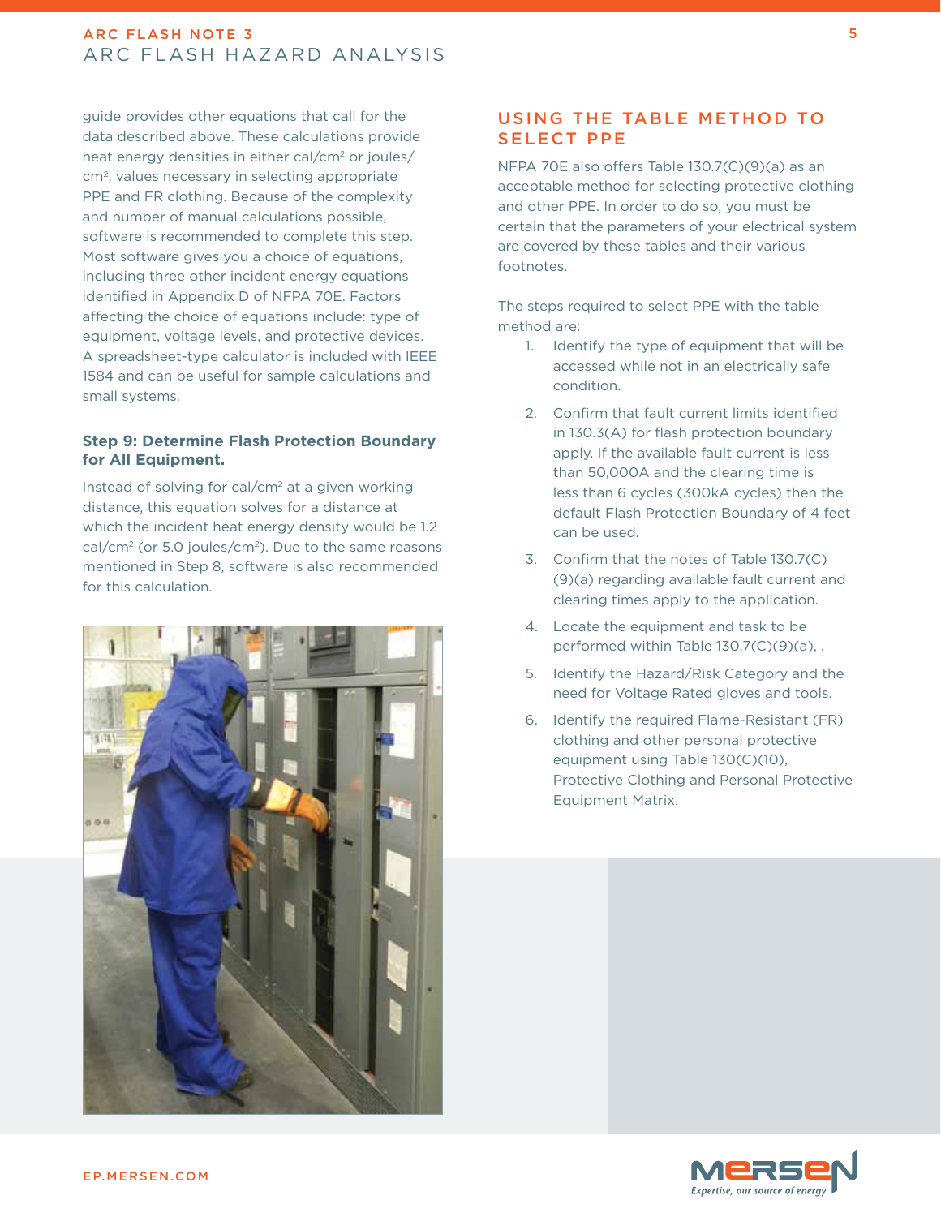guide provides other equations that call for the data described above. These calculations provide heat energy densities in either cal/cm² or joules/cm², values necessary in selecting appropriate PPE and FR clothing. Because of the complexity and number of manual calculations possible, software is recommended to complete this step. Most software gives you a choice of equations, including three other incident energy equations identified in Appendix D of NFPA 70E. Factors affecting the choice of equations include: type of equipment, voltage levels, and protective devices. A spreadsheet-type calculator is included with IEEE 1584 and can be useful for sample calculations and small systems.

### Step 9: Determine Flash Protection Boundary for All Equipment.

Instead of solving for cal/cm² at a given working distance, this equation solves for a distance at which the incident heat energy density would be 1.2 cal/cm² (or 5.0 joules/cm²). Due to the same reasons mentioned in Step 8, software is also recommended for this calculation.

## USING THE TABLE METHOD TO SELECT PPE

NFPA 70E also offers Table 130.7(C)(9)(a) as an acceptable method for selecting protective clothing and other PPE. In order to do so, you must be certain that the parameters of your electrical system are covered by these tables and their various footnotes.

The steps required to select PPE with the table method are:

1. Identify the type of equipment that will be accessed while not in an electrically safe condition.
2. Confirm that fault current limits identified in 130.3(A) for flash protection boundary apply. If the available fault current is less than 50,000A and the clearing time is less than 6 cycles (300kA cycles) then the default Flash Protection Boundary of 4 feet can be used.
3. Confirm that the notes of Table 130.7(C)(9)(a) regarding available fault current and clearing times apply to the application.
4. Locate the equipment and task to be performed within Table 130.7(C)(9)(a), .
5. Identify the Hazard/Risk Category and the need for Voltage Rated gloves and tools.
6. Identify the required Flame-Resistant (FR) clothing and other personal protective equipment using Table 130(C)(10), Protective Clothing and Personal Protective Equipment Matrix.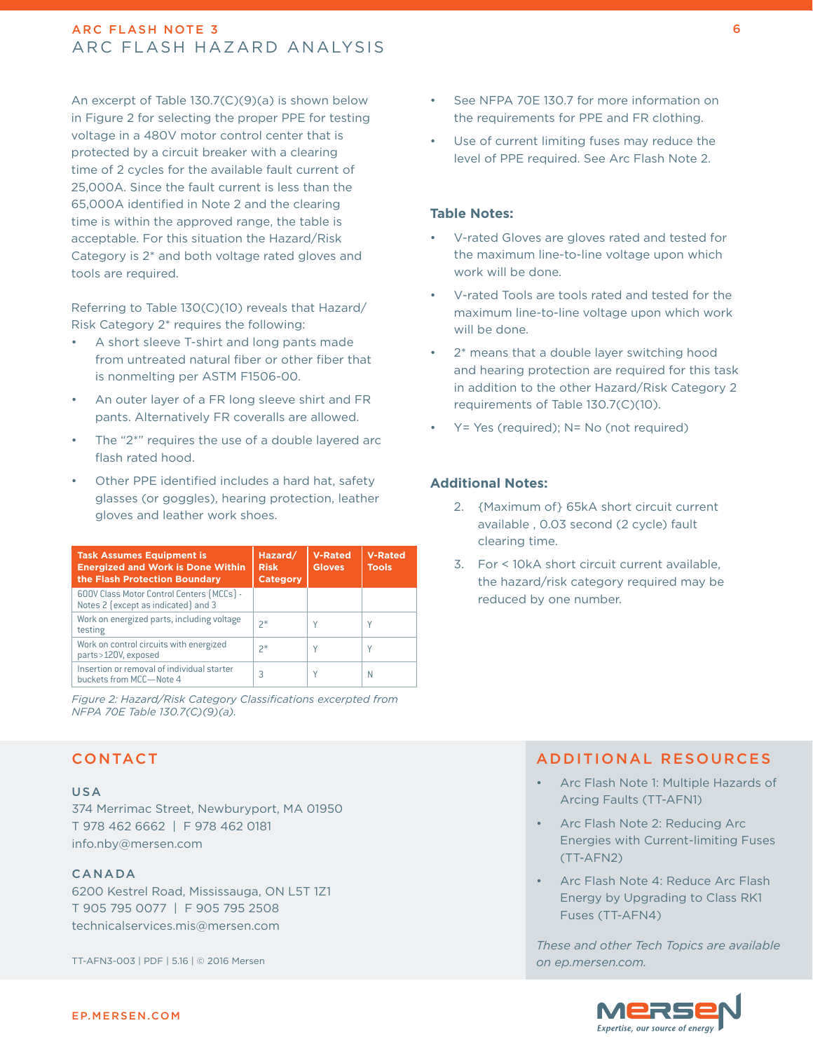An excerpt of Table 130.7(C)(9)(a) is shown below in Figure 2 for selecting the proper PPE for testing voltage in a 480V motor control center that is protected by a circuit breaker with a clearing time of 2 cycles for the available fault current of 25,000A. Since the fault current is less than the 65,000A identified in Note 2 and the clearing time is within the approved range, the table is acceptable. For this situation the Hazard/Risk Category is 2* and both voltage rated gloves and tools are required.

Referring to Table 130(C)(10) reveals that Hazard/Risk Category 2* requires the following:

- A short sleeve T-shirt and long pants made from untreated natural fiber or other fiber that is nonmelting per ASTM F1506-00.
- An outer layer of a FR long sleeve shirt and FR pants. Alternatively FR coveralls are allowed.
- The "2*" requires the use of a double layered arc flash rated hood.
- Other PPE identified includes a hard hat, safety glasses (or goggles), hearing protection, leather gloves and leather work shoes.

| Task Assumes Equipment is Energized and Work is Done Within the Flash Protection Boundary | Hazard/ Risk Category | V-Rated Gloves | V-Rated Tools |
|---|---|---|---|
| 600V Class Motor Control Centers (MCCs) - Notes 2 (except as indicated) and 3 | | | |
| Work on energized parts, including voltage testing | 2* | Y | Y |
| Work on control circuits with energized parts>120V, exposed | 2* | Y | Y |
| Insertion or removal of individual starter buckets from MCC—Note 4 | 3 | Y | N |

*Figure 2: Hazard/Risk Category Classifications excerpted from NFPA 70E Table 130.7(C)(9)(a).*

- See NFPA 70E 130.7 for more information on the requirements for PPE and FR clothing.
- Use of current limiting fuses may reduce the level of PPE required. See Arc Flash Note 2.

### Table Notes:

- V-rated Gloves are gloves rated and tested for the maximum line-to-line voltage upon which work will be done.
- V-rated Tools are tools rated and tested for the maximum line-to-line voltage upon which work will be done.
- 2* means that a double layer switching hood and hearing protection are required for this task in addition to the other Hazard/Risk Category 2 requirements of Table 130.7(C)(10).
- Y= Yes (required); N= No (not required)

### Additional Notes:

2. {Maximum of} 65kA short circuit current available , 0.03 second (2 cycle) fault clearing time.
3. For < 10kA short circuit current available, the hazard/risk category required may be reduced by one number.

## CONTACT

**USA**
374 Merrimac Street, Newburyport, MA 01950
T 978 462 6662 | F 978 462 0181
info.nby@mersen.com

**CANADA**
6200 Kestrel Road, Mississauga, ON L5T 1Z1
T 905 795 0077 | F 905 795 2508
technicalservices.mis@mersen.com

TT-AFN3-003 | PDF | 5.16 | © 2016 Mersen

## ADDITIONAL RESOURCES

- Arc Flash Note 1: Multiple Hazards of Arcing Faults (TT-AFN1)
- Arc Flash Note 2: Reducing Arc Energies with Current-limiting Fuses (TT-AFN2)
- Arc Flash Note 4: Reduce Arc Flash Energy by Upgrading to Class RK1 Fuses (TT-AFN4)

*These and other Tech Topics are available on ep.mersen.com.*

EP.MERSEN.COM

MERSEN
*Expertise, our source of energy*